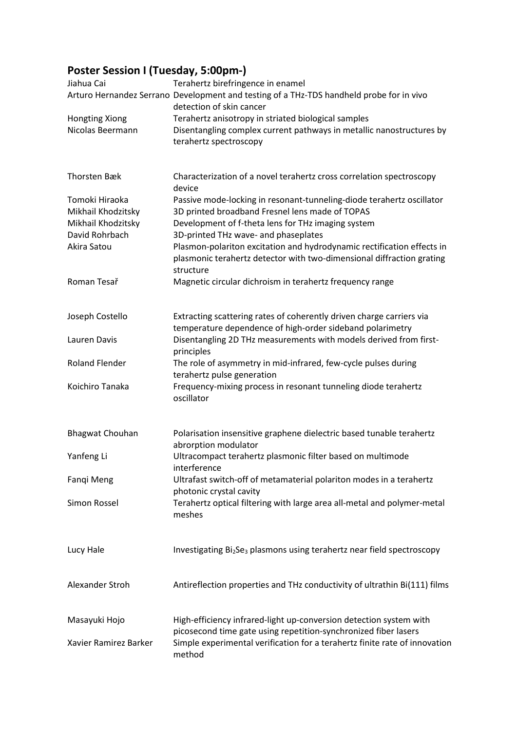## Poster Session I (Tuesday, 5:00pm-)

| | |
|---|---|
| Jiahua Cai | Terahertz birefringence in enamel |
| Arturo Hernandez Serrano | Development and testing of a THz-TDS handheld probe for in vivo detection of skin cancer |
| Hongting Xiong | Terahertz anisotropy in striated biological samples |
| Nicolas Beermann | Disentangling complex current pathways in metallic nanostructures by terahertz spectroscopy |
| | |
| Thorsten Bæk | Characterization of a novel terahertz cross correlation spectroscopy device |
| Tomoki Hiraoka | Passive mode-locking in resonant-tunneling-diode terahertz oscillator |
| Mikhail Khodzitsky | 3D printed broadband Fresnel lens made of TOPAS |
| Mikhail Khodzitsky | Development of f-theta lens for THz imaging system |
| David Rohrbach | 3D-printed THz wave- and phaseplates |
| Akira Satou | Plasmon-polariton excitation and hydrodynamic rectification effects in plasmonic terahertz detector with two-dimensional diffraction grating structure |
| Roman Tesař | Magnetic circular dichroism in terahertz frequency range |
| | |
| Joseph Costello | Extracting scattering rates of coherently driven charge carriers via temperature dependence of high-order sideband polarimetry |
| Lauren Davis | Disentangling 2D THz measurements with models derived from first-principles |
| Roland Flender | The role of asymmetry in mid-infrared, few-cycle pulses during terahertz pulse generation |
| Koichiro Tanaka | Frequency-mixing process in resonant tunneling diode terahertz oscillator |
| | |
| Bhagwat Chouhan | Polarisation insensitive graphene dielectric based tunable terahertz abrorption modulator |
| Yanfeng Li | Ultracompact terahertz plasmonic filter based on multimode interference |
| Fanqi Meng | Ultrafast switch-off of metamaterial polariton modes in a terahertz photonic crystal cavity |
| Simon Rossel | Terahertz optical filtering with large area all-metal and polymer-metal meshes |
| | |
| Lucy Hale | Investigating $Bi_2Se_3$ plasmons using terahertz near field spectroscopy |
| | |
| Alexander Stroh | Antireflection properties and THz conductivity of ultrathin Bi(111) films |
| | |
| Masayuki Hojo | High-efficiency infrared-light up-conversion detection system with picosecond time gate using repetition-synchronized fiber lasers |
| Xavier Ramirez Barker | Simple experimental verification for a terahertz finite rate of innovation method |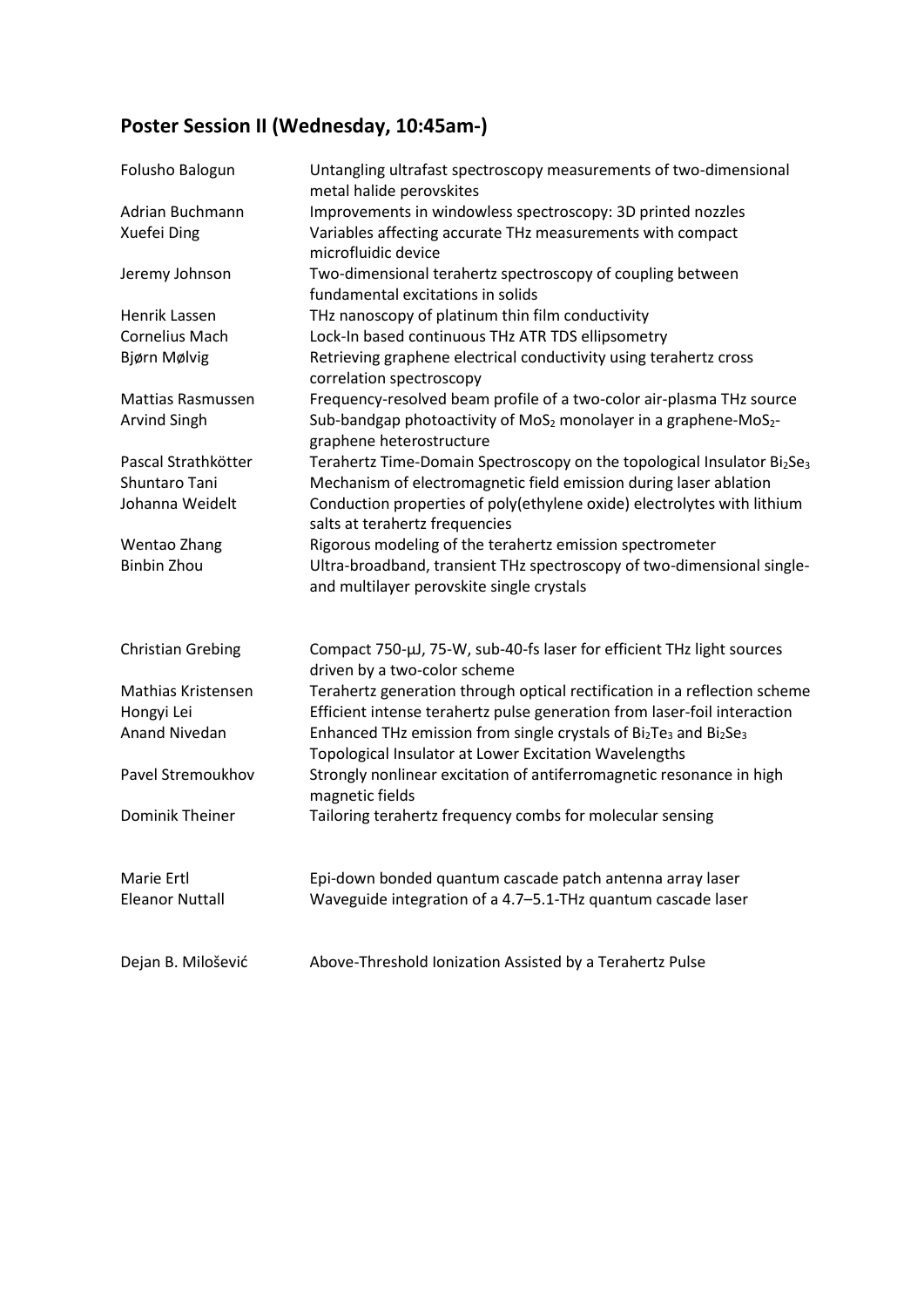## Poster Session II (Wednesday, 10:45am-)

| | |
|---|---|
| Folusho Balogun | Untangling ultrafast spectroscopy measurements of two-dimensional metal halide perovskites |
| Adrian Buchmann | Improvements in windowless spectroscopy: 3D printed nozzles |
| Xuefei Ding | Variables affecting accurate THz measurements with compact microfluidic device |
| Jeremy Johnson | Two-dimensional terahertz spectroscopy of coupling between fundamental excitations in solids |
| Henrik Lassen | THz nanoscopy of platinum thin film conductivity |
| Cornelius Mach | Lock-In based continuous THz ATR TDS ellipsometry |
| Bjørn Mølvig | Retrieving graphene electrical conductivity using terahertz cross correlation spectroscopy |
| Mattias Rasmussen | Frequency-resolved beam profile of a two-color air-plasma THz source |
| Arvind Singh | Sub-bandgap photoactivity of $MoS_2$ monolayer in a graphene-$MoS_2$-graphene heterostructure |
| Pascal Strathkötter | Terahertz Time-Domain Spectroscopy on the topological Insulator $Bi_2Se_3$ |
| Shuntaro Tani | Mechanism of electromagnetic field emission during laser ablation |
| Johanna Weidelt | Conduction properties of poly(ethylene oxide) electrolytes with lithium salts at terahertz frequencies |
| Wentao Zhang | Rigorous modeling of the terahertz emission spectrometer |
| Binbin Zhou | Ultra-broadband, transient THz spectroscopy of two-dimensional single- and multilayer perovskite single crystals |
| | |
| Christian Grebing | Compact 750-µJ, 75-W, sub-40-fs laser for efficient THz light sources driven by a two-color scheme |
| Mathias Kristensen | Terahertz generation through optical rectification in a reflection scheme |
| Hongyi Lei | Efficient intense terahertz pulse generation from laser-foil interaction |
| Anand Nivedan | Enhanced THz emission from single crystals of $Bi_2Te_3$ and $Bi_2Se_3$ Topological Insulator at Lower Excitation Wavelengths |
| Pavel Stremoukhov | Strongly nonlinear excitation of antiferromagnetic resonance in high magnetic fields |
| Dominik Theiner | Tailoring terahertz frequency combs for molecular sensing |
| | |
| Marie Ertl | Epi-down bonded quantum cascade patch antenna array laser |
| Eleanor Nuttall | Waveguide integration of a 4.7–5.1-THz quantum cascade laser |
| | |
| Dejan B. Milošević | Above-Threshold Ionization Assisted by a Terahertz Pulse |